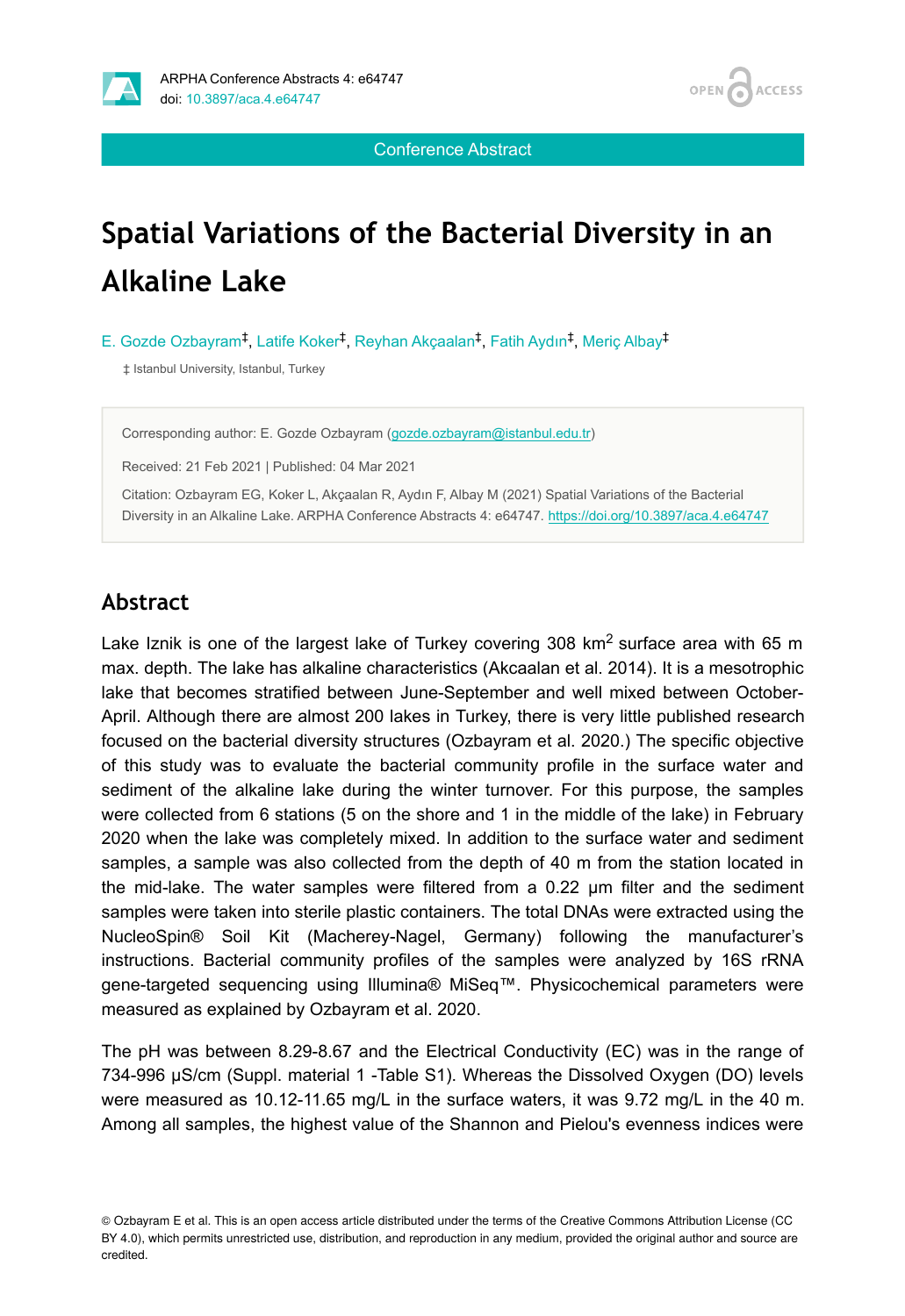Conference Abstract

# Spatial Variations of the Bacterial Diversity in an Alkaline Lake

E. Gozde Ozbayram[‡], Latife Koker[‡], Reyhan Akçaalan[‡], Fatih Aydın[‡], Meriç Albay[‡]

‡ Istanbul University, Istanbul, Turkey

Corresponding author: E. Gozde Ozbayram (gozde.ozbayram@istanbul.edu.tr)

Received: 21 Feb 2021 | Published: 04 Mar 2021

Citation: Ozbayram EG, Koker L, Akçaalan R, Aydın F, Albay M (2021) Spatial Variations of the Bacterial Diversity in an Alkaline Lake. ARPHA Conference Abstracts 4: e64747. https://doi.org/10.3897/aca.4.e64747

## Abstract

Lake Iznik is one of the largest lake of Turkey covering 308 $km^2$ surface area with 65 m max. depth. The lake has alkaline characteristics (Akcaalan et al. 2014). It is a mesotrophic lake that becomes stratified between June-September and well mixed between October-April. Although there are almost 200 lakes in Turkey, there is very little published research focused on the bacterial diversity structures (Ozbayram et al. 2020.) The specific objective of this study was to evaluate the bacterial community profile in the surface water and sediment of the alkaline lake during the winter turnover. For this purpose, the samples were collected from 6 stations (5 on the shore and 1 in the middle of the lake) in February 2020 when the lake was completely mixed. In addition to the surface water and sediment samples, a sample was also collected from the depth of 40 m from the station located in the mid-lake. The water samples were filtered from a 0.22 µm filter and the sediment samples were taken into sterile plastic containers. The total DNAs were extracted using the NucleoSpin® Soil Kit (Macherey-Nagel, Germany) following the manufacturer's instructions. Bacterial community profiles of the samples were analyzed by 16S rRNA gene-targeted sequencing using Illumina® MiSeq™. Physicochemical parameters were measured as explained by Ozbayram et al. 2020.

The pH was between 8.29-8.67 and the Electrical Conductivity (EC) was in the range of 734-996 µS/cm (Suppl. material 1 -Table S1). Whereas the Dissolved Oxygen (DO) levels were measured as 10.12-11.65 mg/L in the surface waters, it was 9.72 mg/L in the 40 m. Among all samples, the highest value of the Shannon and Pielou's evenness indices were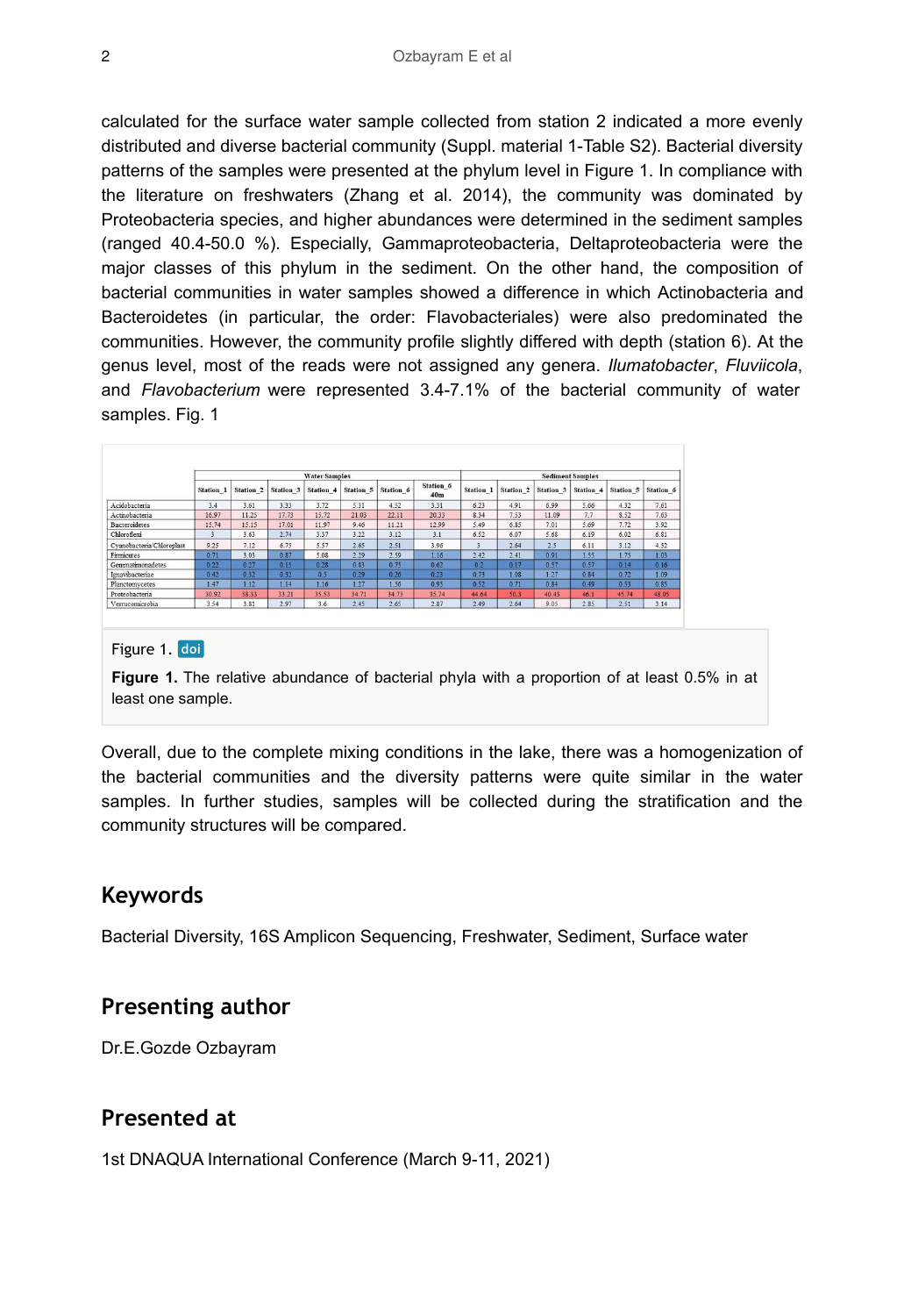calculated for the surface water sample collected from station 2 indicated a more evenly distributed and diverse bacterial community (Suppl. material 1-Table S2). Bacterial diversity patterns of the samples were presented at the phylum level in Figure 1. In compliance with the literature on freshwaters (Zhang et al. 2014), the community was dominated by Proteobacteria species, and higher abundances were determined in the sediment samples (ranged 40.4-50.0 %). Especially, Gammaproteobacteria, Deltaproteobacteria were the major classes of this phylum in the sediment. On the other hand, the composition of bacterial communities in water samples showed a difference in which Actinobacteria and Bacteroidetes (in particular, the order: Flavobacteriales) were also predominated the communities. However, the community profile slightly differed with depth (station 6). At the genus level, most of the reads were not assigned any genera. *Ilumatobacter*, *Fluviicola*, and *Flavobacterium* were represented 3.4-7.1% of the bacterial community of water samples. Fig. 1

| | Water Samples | | | | | | | Sediment Samples | | | | | |
|---|---|---|---|---|---|---|---|---|---|---|---|---|---|
| | Station_1 | Station_2 | Station_3 | Station_4 | Station_5 | Station_6 | Station_6 40m | Station_1 | Station_2 | Station_3 | Station_4 | Station_5 | Station_6 |
| Acidobacteria | 3.4 | 3.61 | 3.33 | 3.72 | 5.31 | 4.52 | 3.31 | 6.23 | 4.91 | 6.99 | 5.66 | 4.32 | 7.61 |
| Actinobacteria | 16.97 | 11.25 | 17.73 | 15.72 | 21.03 | 22.11 | 20.33 | 8.34 | 7.53 | 11.09 | 7.7 | 8.52 | 7.63 |
| Bacteroidetes | 15.74 | 15.15 | 17.01 | 11.97 | 9.46 | 11.21 | 12.99 | 5.49 | 6.85 | 7.01 | 5.69 | 7.72 | 3.92 |
| Chloroflexi | 3 | 3.63 | 2.74 | 3.37 | 3.22 | 3.12 | 3.1 | 6.52 | 6.07 | 5.68 | 6.19 | 6.02 | 6.81 |
| Cyanobacteria/Chloroplast | 9.25 | 7.12 | 6.75 | 5.57 | 2.65 | 2.51 | 3.96 | 3 | 2.64 | 2.5 | 6.11 | 3.12 | 4.52 |
| Firmicutes | 0.71 | 3.03 | 0.87 | 5.08 | 2.29 | 2.59 | 1.16 | 2.42 | 2.41 | 0.91 | 1.55 | 1.75 | 1.03 |
| Gemmatimonadetes | 0.22 | 0.27 | 0.15 | 0.28 | 0.83 | 0.75 | 0.62 | 0.2 | 0.17 | 0.57 | 0.57 | 0.14 | 0.16 |
| Ignavibacteriae | 0.42 | 0.32 | 0.32 | 0.5 | 0.29 | 0.26 | 0.25 | 0.73 | 1.08 | 1.27 | 0.84 | 0.72 | 1.09 |
| Planctomycetes | 1.47 | 1.12 | 1.14 | 1.16 | 1.27 | 1.56 | 0.95 | 0.52 | 0.71 | 0.84 | 0.49 | 0.53 | 0.85 |
| Proteobacteria | 30.92 | 38.33 | 33.21 | 35.53 | 34.71 | 34.73 | 35.74 | 44.64 | 50.3 | 40.43 | 46.1 | 45.74 | 48.05 |
| Verrucomicrobia | 3.54 | 3.81 | 2.97 | 3.6 | 2.45 | 2.65 | 2.87 | 2.49 | 2.64 | 9.05 | 2.85 | 2.51 | 3.14 |

Figure 1. doi

**Figure 1.** The relative abundance of bacterial phyla with a proportion of at least 0.5% in at least one sample.

Overall, due to the complete mixing conditions in the lake, there was a homogenization of the bacterial communities and the diversity patterns were quite similar in the water samples. In further studies, samples will be collected during the stratification and the community structures will be compared.

## Keywords

Bacterial Diversity, 16S Amplicon Sequencing, Freshwater, Sediment, Surface water

## Presenting author

Dr.E.Gozde Ozbayram

## Presented at

1st DNAQUA International Conference (March 9-11, 2021)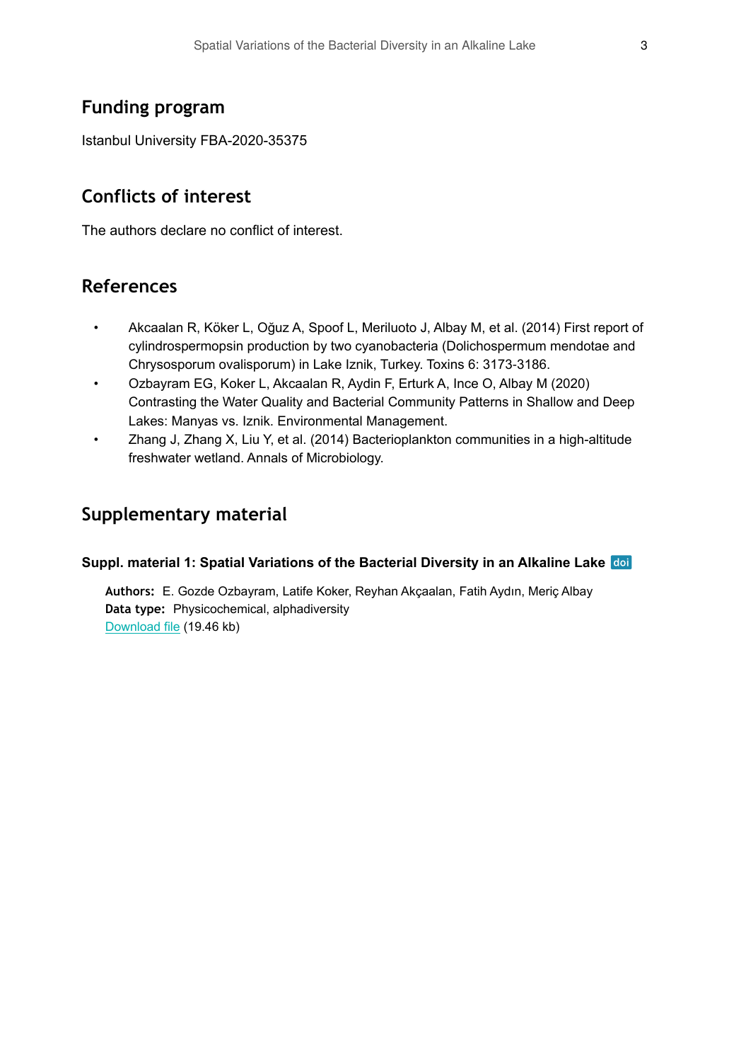## Funding program

Istanbul University FBA-2020-35375

## Conflicts of interest

The authors declare no conflict of interest.

## References

- Akcaalan R, Köker L, Oğuz A, Spoof L, Meriluoto J, Albay M, et al. (2014) First report of cylindrospermopsin production by two cyanobacteria (Dolichospermum mendotae and Chrysosporum ovalisporum) in Lake Iznik, Turkey. Toxins 6: 3173-3186.
- Ozbayram EG, Koker L, Akcaalan R, Aydin F, Erturk A, Ince O, Albay M (2020) Contrasting the Water Quality and Bacterial Community Patterns in Shallow and Deep Lakes: Manyas vs. Iznik. Environmental Management.
- Zhang J, Zhang X, Liu Y, et al. (2014) Bacterioplankton communities in a high-altitude freshwater wetland. Annals of Microbiology.

## Supplementary material

**Suppl. material 1: Spatial Variations of the Bacterial Diversity in an Alkaline Lake** doi

**Authors:** E. Gozde Ozbayram, Latife Koker, Reyhan Akçaalan, Fatih Aydın, Meriç Albay
**Data type:** Physicochemical, alphadiversity
Download file (19.46 kb)